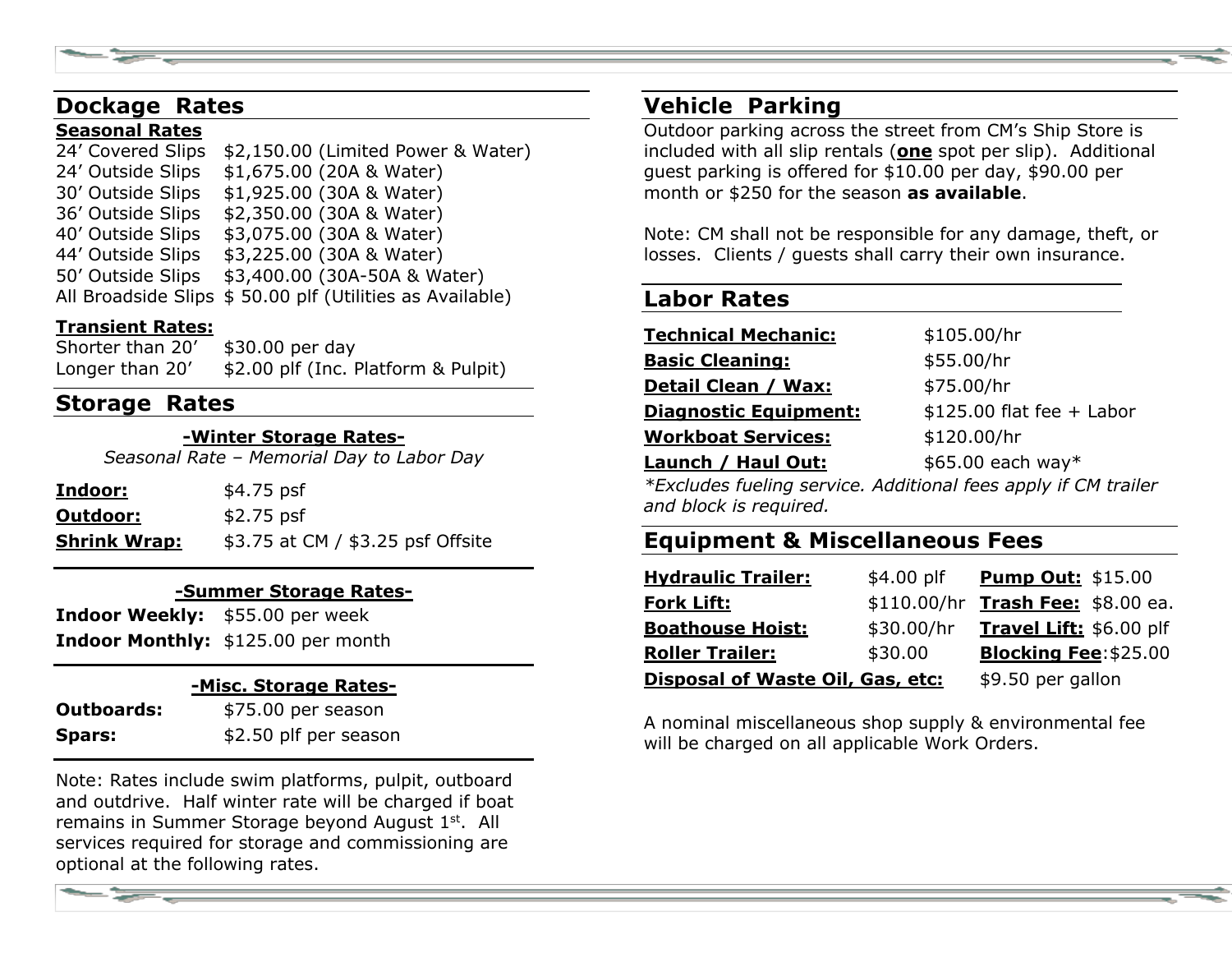## Dockage Rates

**Seasonal Rates**

| | |
|---|---|
| 24’ Covered Slips | $2,150.00 (Limited Power & Water) |
| 24’ Outside Slips | $1,675.00 (20A & Water) |
| 30’ Outside Slips | $1,925.00 (30A & Water) |
| 36’ Outside Slips | $2,350.00 (30A & Water) |
| 40’ Outside Slips | $3,075.00 (30A & Water) |
| 44’ Outside Slips | $3,225.00 (30A & Water) |
| 50’ Outside Slips | $3,400.00 (30A-50A & Water) |
| All Broadside Slips | $ 50.00 plf (Utilities as Available) |

**Transient Rates:**

| | |
|---|---|
| Shorter than 20’ | $30.00 per day |
| Longer than 20’ | $2.00 plf (Inc. Platform & Pulpit) |

## Storage Rates

**-Winter Storage Rates-**

*Seasonal Rate – Memorial Day to Labor Day*

| | |
|---|---|
| **Indoor:** | $4.75 psf |
| **Outdoor:** | $2.75 psf |
| **Shrink Wrap:** | $3.75 at CM / $3.25 psf Offsite |

**-Summer Storage Rates-**

| | |
|---|---|
| **Indoor Weekly:** | $55.00 per week |
| **Indoor Monthly:** | $125.00 per month |

**-Misc. Storage Rates-**

| | |
|---|---|
| **Outboards:** | $75.00 per season |
| **Spars:** | $2.50 plf per season |

Note: Rates include swim platforms, pulpit, outboard and outdrive. Half winter rate will be charged if boat remains in Summer Storage beyond August 1st. All services required for storage and commissioning are optional at the following rates.

## Vehicle Parking

Outdoor parking across the street from CM’s Ship Store is included with all slip rentals (**one** spot per slip). Additional guest parking is offered for $10.00 per day, $90.00 per month or $250 for the season **as available**.

Note: CM shall not be responsible for any damage, theft, or losses. Clients / guests shall carry their own insurance.

## Labor Rates

| | |
|---|---|
| **Technical Mechanic:** | $105.00/hr |
| **Basic Cleaning:** | $55.00/hr |
| **Detail Clean / Wax:** | $75.00/hr |
| **Diagnostic Equipment:** | $125.00 flat fee + Labor |
| **Workboat Services:** | $120.00/hr |
| **Launch / Haul Out:** | $65.00 each way* |

*\*Excludes fueling service. Additional fees apply if CM trailer and block is required.*

## Equipment & Miscellaneous Fees

| | | | |
|---|---|---|---|
| **Hydraulic Trailer:** | $4.00 plf | **Pump Out:** | $15.00 |
| **Fork Lift:** | $110.00/hr | **Trash Fee:** | $8.00 ea. |
| **Boathouse Hoist:** | $30.00/hr | **Travel Lift:** | $6.00 plf |
| **Roller Trailer:** | $30.00 | **Blocking Fee**: | $25.00 |
| **Disposal of Waste Oil, Gas, etc:** | | $9.50 per gallon | |

A nominal miscellaneous shop supply & environmental fee will be charged on all applicable Work Orders.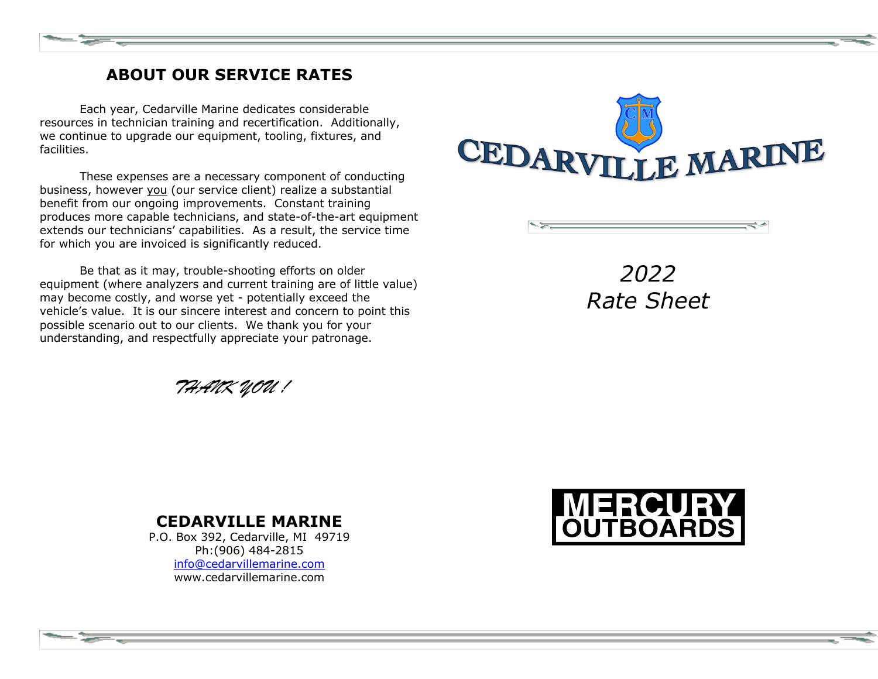## ABOUT OUR SERVICE RATES

Each year, Cedarville Marine dedicates considerable resources in technician training and recertification. Additionally, we continue to upgrade our equipment, tooling, fixtures, and facilities.

These expenses are a necessary component of conducting business, however you (our service client) realize a substantial benefit from our ongoing improvements. Constant training produces more capable technicians, and state-of-the-art equipment extends our technicians' capabilities. As a result, the service time for which you are invoiced is significantly reduced.

Be that as it may, trouble-shooting efforts on older equipment (where analyzers and current training are of little value) may become costly, and worse yet - potentially exceed the vehicle's value. It is our sincere interest and concern to point this possible scenario out to our clients. We thank you for your understanding, and respectfully appreciate your patronage.

*THANK YOU !*

**CEDARVILLE MARINE**
P.O. Box 392, Cedarville, MI 49719
Ph:(906) 484-2815
info@cedarvillemarine.com
www.cedarvillemarine.com

CEDARVILLE MARINE

*2022*
*Rate Sheet*

MERCURY OUTBOARDS